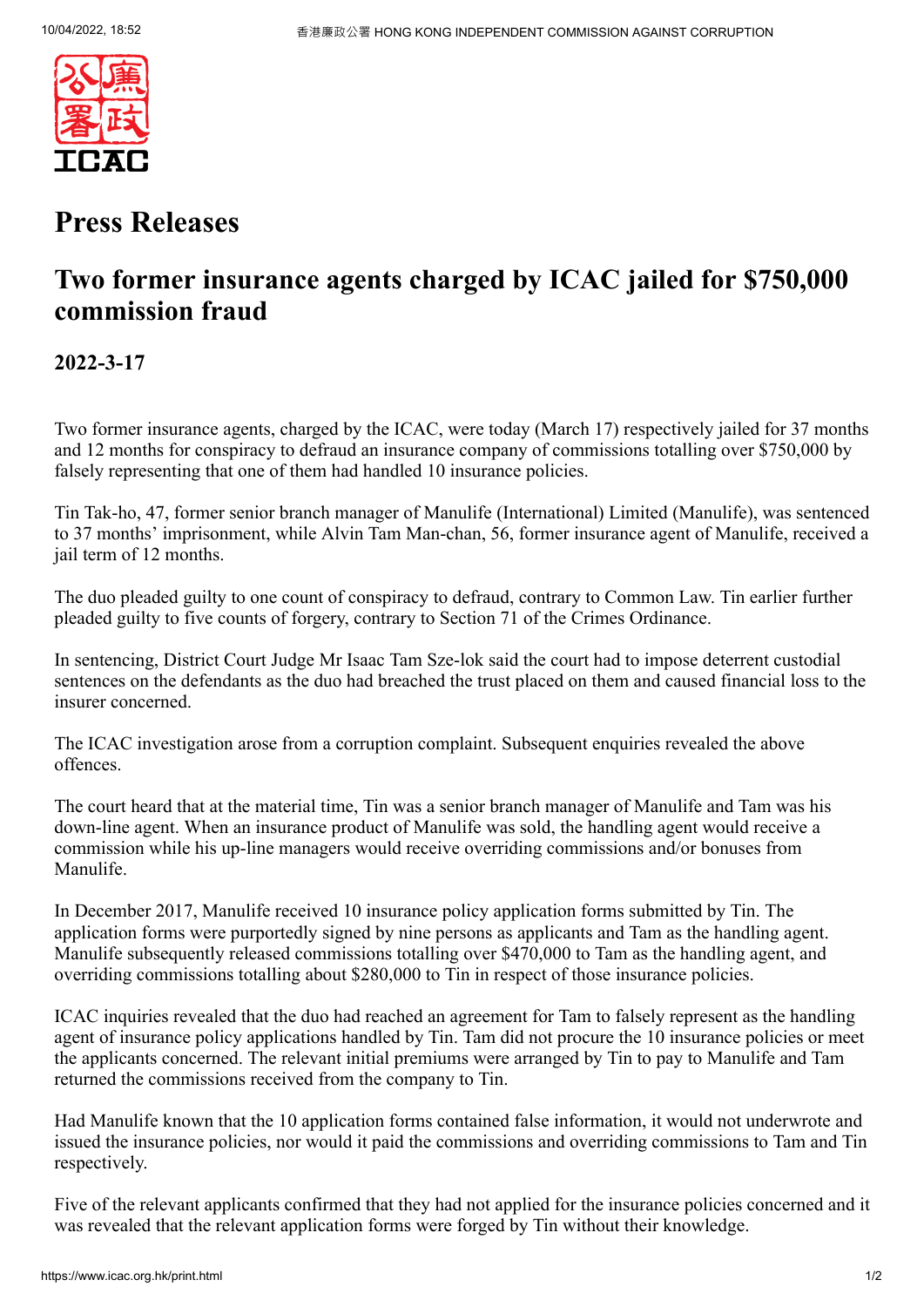# Press Releases

## Two former insurance agents charged by ICAC jailed for $750,000 commission fraud

### 2022-3-17

Two former insurance agents, charged by the ICAC, were today (March 17) respectively jailed for 37 months and 12 months for conspiracy to defraud an insurance company of commissions totalling over $750,000 by falsely representing that one of them had handled 10 insurance policies.

Tin Tak-ho, 47, former senior branch manager of Manulife (International) Limited (Manulife), was sentenced to 37 months' imprisonment, while Alvin Tam Man-chan, 56, former insurance agent of Manulife, received a jail term of 12 months.

The duo pleaded guilty to one count of conspiracy to defraud, contrary to Common Law. Tin earlier further pleaded guilty to five counts of forgery, contrary to Section 71 of the Crimes Ordinance.

In sentencing, District Court Judge Mr Isaac Tam Sze-lok said the court had to impose deterrent custodial sentences on the defendants as the duo had breached the trust placed on them and caused financial loss to the insurer concerned.

The ICAC investigation arose from a corruption complaint. Subsequent enquiries revealed the above offences.

The court heard that at the material time, Tin was a senior branch manager of Manulife and Tam was his down-line agent. When an insurance product of Manulife was sold, the handling agent would receive a commission while his up-line managers would receive overriding commissions and/or bonuses from Manulife.

In December 2017, Manulife received 10 insurance policy application forms submitted by Tin. The application forms were purportedly signed by nine persons as applicants and Tam as the handling agent. Manulife subsequently released commissions totalling over $470,000 to Tam as the handling agent, and overriding commissions totalling about $280,000 to Tin in respect of those insurance policies.

ICAC inquiries revealed that the duo had reached an agreement for Tam to falsely represent as the handling agent of insurance policy applications handled by Tin. Tam did not procure the 10 insurance policies or meet the applicants concerned. The relevant initial premiums were arranged by Tin to pay to Manulife and Tam returned the commissions received from the company to Tin.

Had Manulife known that the 10 application forms contained false information, it would not underwrote and issued the insurance policies, nor would it paid the commissions and overriding commissions to Tam and Tin respectively.

Five of the relevant applicants confirmed that they had not applied for the insurance policies concerned and it was revealed that the relevant application forms were forged by Tin without their knowledge.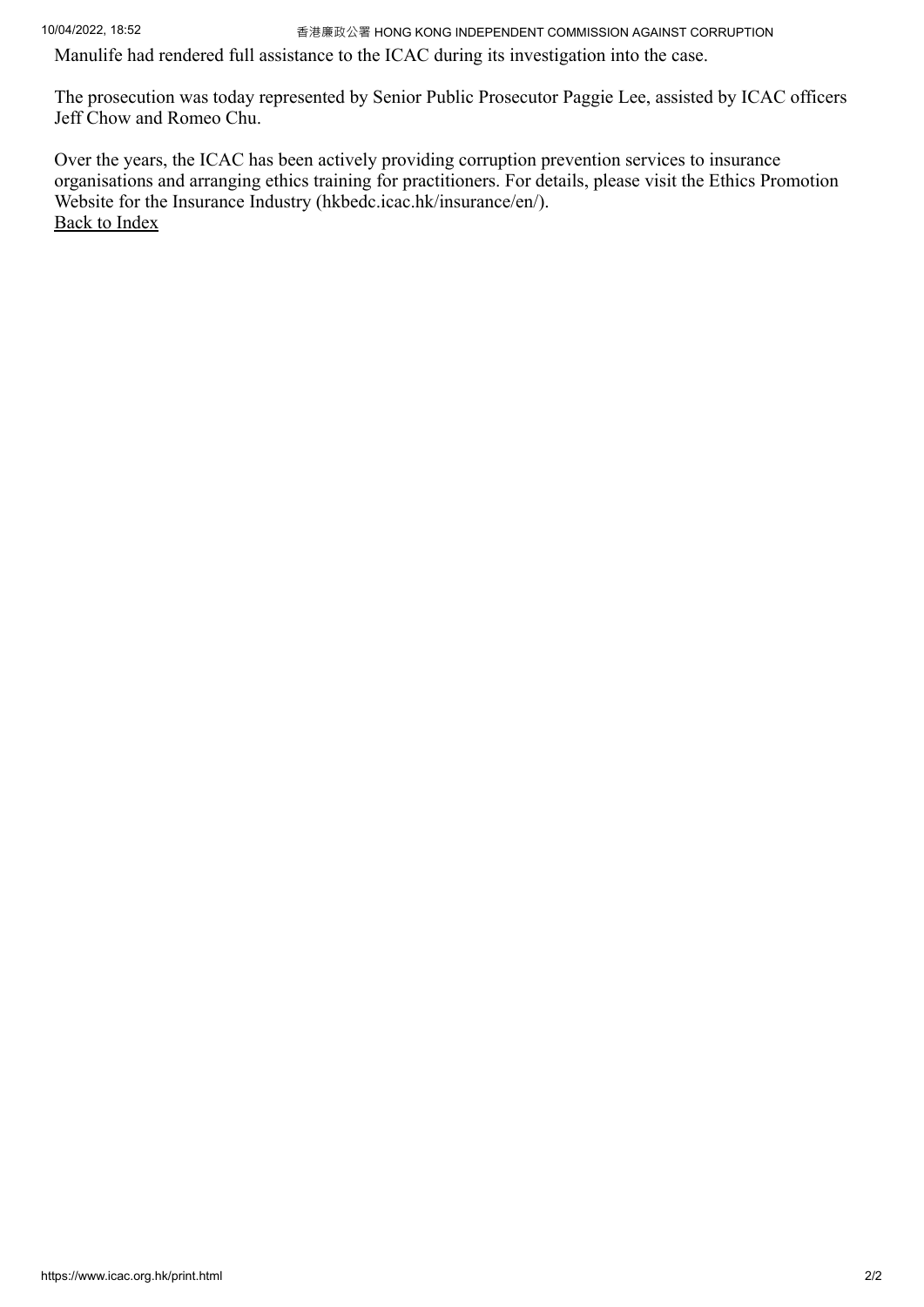Manulife had rendered full assistance to the ICAC during its investigation into the case.

The prosecution was today represented by Senior Public Prosecutor Paggie Lee, assisted by ICAC officers Jeff Chow and Romeo Chu.

Over the years, the ICAC has been actively providing corruption prevention services to insurance organisations and arranging ethics training for practitioners. For details, please visit the Ethics Promotion Website for the Insurance Industry (hkbedc.icac.hk/insurance/en/).

Back to Index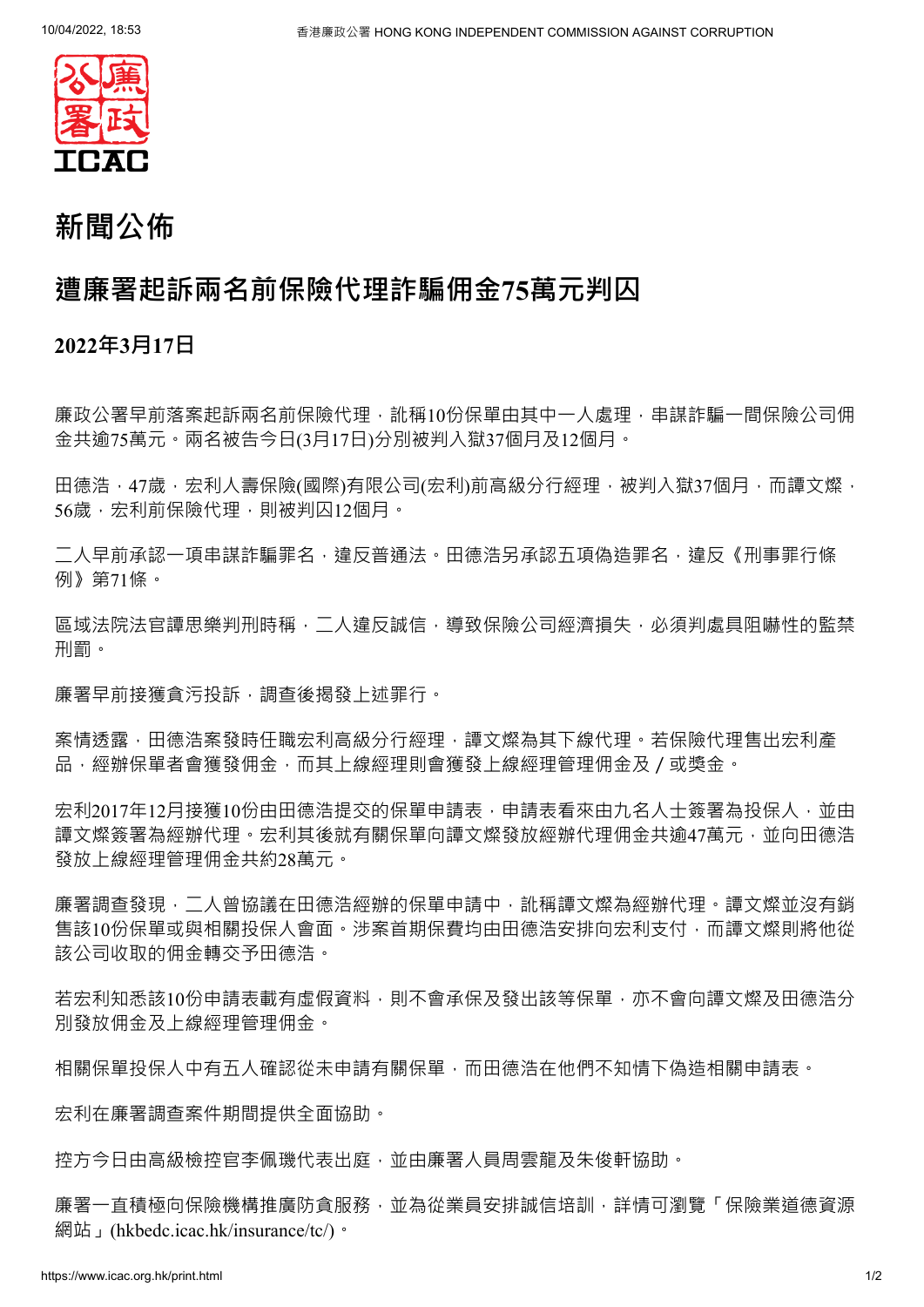# 新聞公佈

## 遭廉署起訴兩名前保險代理詐騙佣金75萬元判囚

### 2022年3月17日

廉政公署早前落案起訴兩名前保險代理，訛稱10份保單由其中一人處理，串謀詐騙一間保險公司佣金共逾75萬元。兩名被告今日(3月17日)分別被判入獄37個月及12個月。

田德浩，47歲，宏利人壽保險(國際)有限公司(宏利)前高級分行經理，被判入獄37個月，而譚文燦，56歲，宏利前保險代理，則被判囚12個月。

二人早前承認一項串謀詐騙罪名，違反普通法。田德浩另承認五項偽造罪名，違反《刑事罪行條例》第71條。

區域法院法官譚思樂判刑時稱，二人違反誠信，導致保險公司經濟損失，必須判處具阻嚇性的監禁刑罰。

廉署早前接獲貪污投訴，調查後揭發上述罪行。

案情透露，田德浩案發時任職宏利高級分行經理，譚文燦為其下線代理。若保險代理售出宏利產品，經辦保單者會獲發佣金，而其上線經理則會獲發上線經理管理佣金及 / 或獎金。

宏利2017年12月接獲10份由田德浩提交的保單申請表，申請表看來由九名人士簽署為投保人，並由譚文燦簽署為經辦代理。宏利其後就有關保單向譚文燦發放經辦代理佣金共逾47萬元，並向田德浩發放上線經理管理佣金共約28萬元。

廉署調查發現，二人曾協議在田德浩經辦的保單申請中，訛稱譚文燦為經辦代理。譚文燦並沒有銷售該10份保單或與相關投保人會面。涉案首期保費均由田德浩安排向宏利支付，而譚文燦則將他從該公司收取的佣金轉交予田德浩。

若宏利知悉該10份申請表載有虛假資料，則不會承保及發出該等保單，亦不會向譚文燦及田德浩分別發放佣金及上線經理管理佣金。

相關保單投保人中有五人確認從未申請有關保單，而田德浩在他們不知情下偽造相關申請表。

宏利在廉署調查案件期間提供全面協助。

控方今日由高級檢控官李佩璣代表出庭，並由廉署人員周雲龍及朱俊軒協助。

廉署一直積極向保險機構推廣防貪服務，並為從業員安排誠信培訓，詳情可瀏覽「保險業道德資源網站」(hkbedc.icac.hk/insurance/tc/)。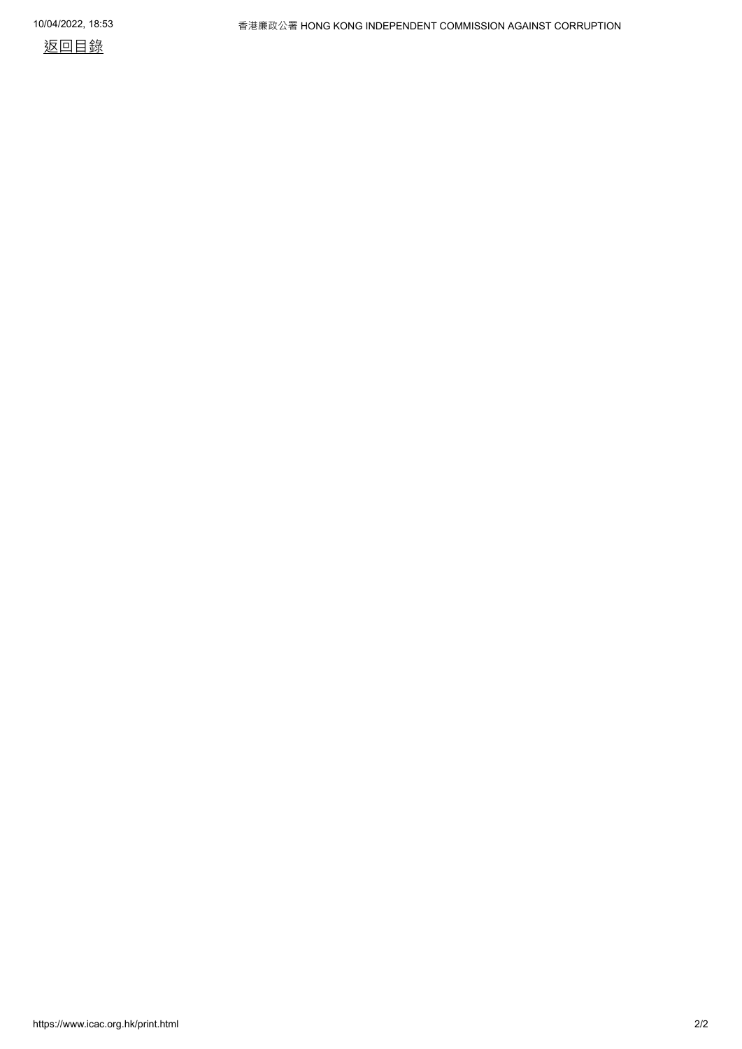返回目錄